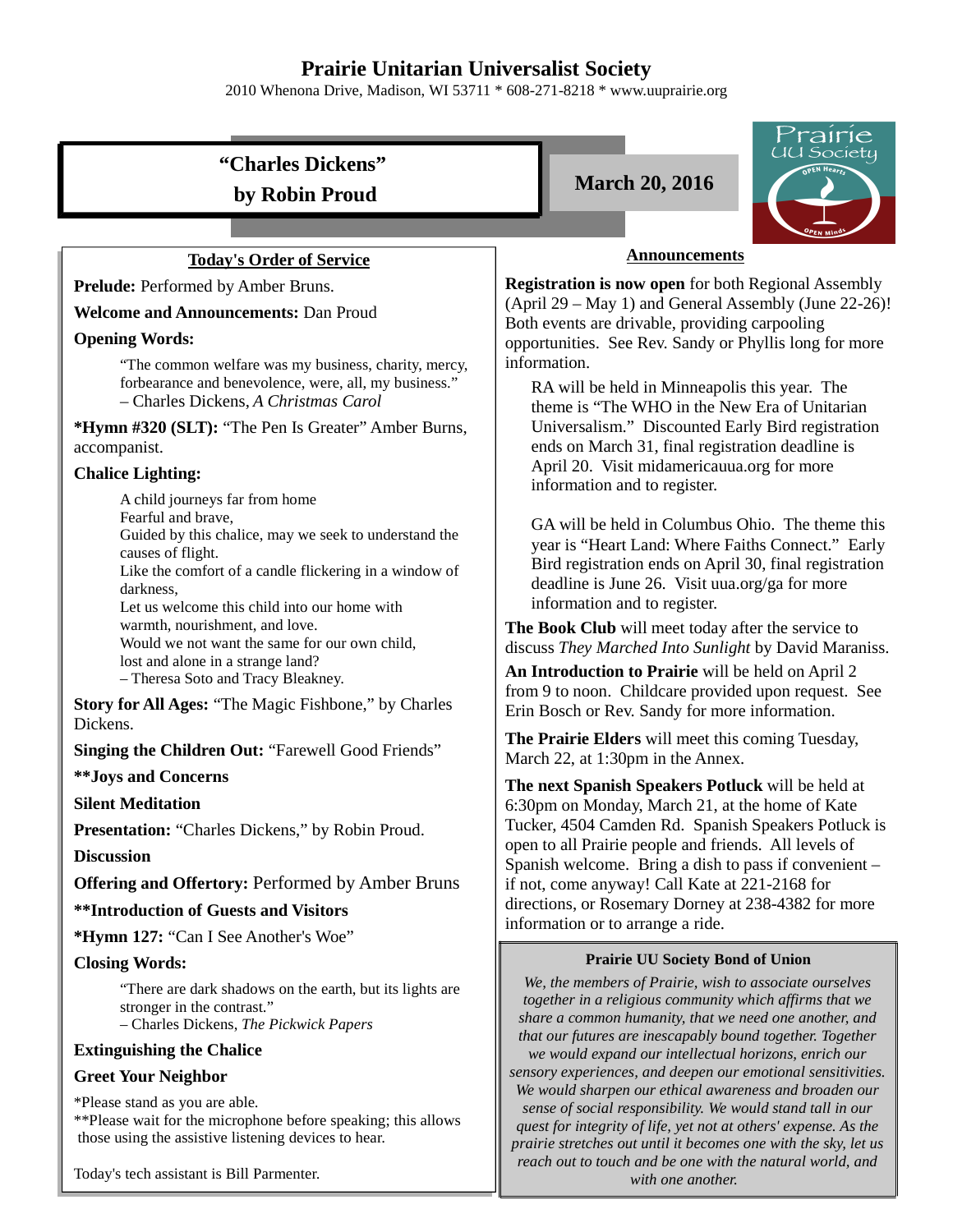# Prairie Unitarian Universalist Society

2010 Whenona Drive, Madison, WI 53711 * 608-271-8218 * www.uuprairie.org

## "Charles Dickens" by Robin Proud

**March 20, 2016**

Prairie UU Society — OPEN Hearts — OPEN Minds

### Today's Order of Service

**Prelude:** Performed by Amber Bruns.

**Welcome and Announcements:** Dan Proud

**Opening Words:**

> "The common welfare was my business, charity, mercy, forbearance and benevolence, were, all, my business."
> – Charles Dickens, *A Christmas Carol*

***Hymn #320 (SLT):** "The Pen Is Greater" Amber Burns, accompanist.

**Chalice Lighting:**

> A child journeys far from home
> Fearful and brave,
> Guided by this chalice, may we seek to understand the causes of flight.
> Like the comfort of a candle flickering in a window of darkness,
> Let us welcome this child into our home with warmth, nourishment, and love.
> Would we not want the same for our own child,
> lost and alone in a strange land?
> – Theresa Soto and Tracy Bleakney.

**Story for All Ages:** "The Magic Fishbone," by Charles Dickens.

**Singing the Children Out:** "Farewell Good Friends"

****Joys and Concerns**

**Silent Meditation**

**Presentation:** "Charles Dickens," by Robin Proud.

**Discussion**

**Offering and Offertory:** Performed by Amber Bruns

****Introduction of Guests and Visitors**

***Hymn 127:** "Can I See Another's Woe"

**Closing Words:**

> "There are dark shadows on the earth, but its lights are stronger in the contrast."
> – Charles Dickens, *The Pickwick Papers*

**Extinguishing the Chalice**

**Greet Your Neighbor**

*Please stand as you are able.
**Please wait for the microphone before speaking; this allows those using the assistive listening devices to hear.

Today's tech assistant is Bill Parmenter.

### Announcements

**Registration is now open** for both Regional Assembly (April 29 – May 1) and General Assembly (June 22-26)! Both events are drivable, providing carpooling opportunities. See Rev. Sandy or Phyllis long for more information.

RA will be held in Minneapolis this year. The theme is "The WHO in the New Era of Unitarian Universalism." Discounted Early Bird registration ends on March 31, final registration deadline is April 20. Visit midamericauua.org for more information and to register.

GA will be held in Columbus Ohio. The theme this year is "Heart Land: Where Faiths Connect." Early Bird registration ends on April 30, final registration deadline is June 26. Visit uua.org/ga for more information and to register.

**The Book Club** will meet today after the service to discuss *They Marched Into Sunlight* by David Maraniss.

**An Introduction to Prairie** will be held on April 2 from 9 to noon. Childcare provided upon request. See Erin Bosch or Rev. Sandy for more information.

**The Prairie Elders** will meet this coming Tuesday, March 22, at 1:30pm in the Annex.

**The next Spanish Speakers Potluck** will be held at 6:30pm on Monday, March 21, at the home of Kate Tucker, 4504 Camden Rd. Spanish Speakers Potluck is open to all Prairie people and friends. All levels of Spanish welcome. Bring a dish to pass if convenient – if not, come anyway! Call Kate at 221-2168 for directions, or Rosemary Dorney at 238-4382 for more information or to arrange a ride.

**Prairie UU Society Bond of Union**

*We, the members of Prairie, wish to associate ourselves together in a religious community which affirms that we share a common humanity, that we need one another, and that our futures are inescapably bound together. Together we would expand our intellectual horizons, enrich our sensory experiences, and deepen our emotional sensitivities. We would sharpen our ethical awareness and broaden our sense of social responsibility. We would stand tall in our quest for integrity of life, yet not at others' expense. As the prairie stretches out until it becomes one with the sky, let us reach out to touch and be one with the natural world, and with one another.*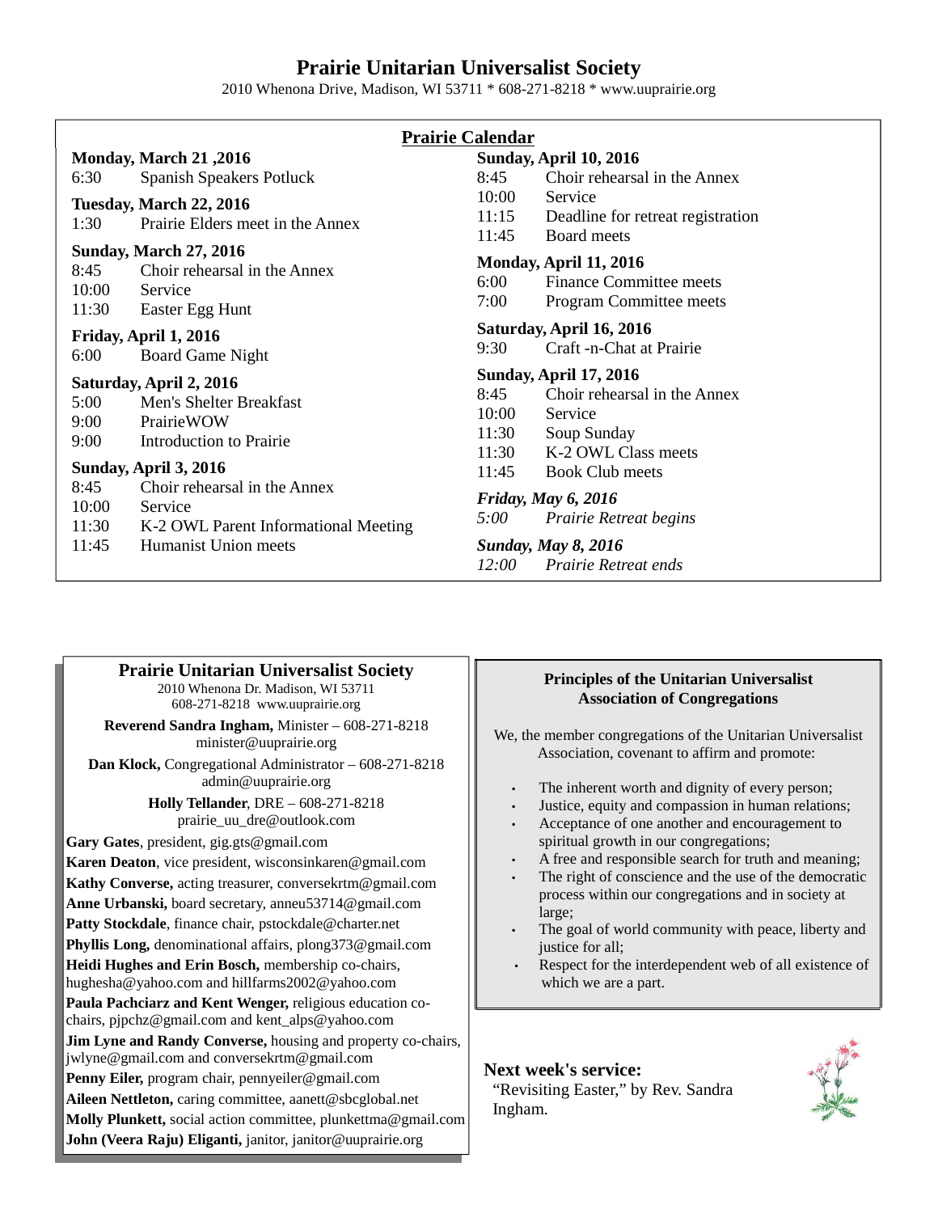# Prairie Unitarian Universalist Society

2010 Whenona Drive, Madison, WI 53711 * 608-271-8218 * www.uuprairie.org

## Prairie Calendar

**Monday, March 21 ,2016**
6:30 Spanish Speakers Potluck

**Tuesday, March 22, 2016**
1:30 Prairie Elders meet in the Annex

**Sunday, March 27, 2016**
8:45 Choir rehearsal in the Annex
10:00 Service
11:30 Easter Egg Hunt

**Friday, April 1, 2016**
6:00 Board Game Night

**Saturday, April 2, 2016**
5:00 Men's Shelter Breakfast
9:00 PrairieWOW
9:00 Introduction to Prairie

**Sunday, April 3, 2016**
8:45 Choir rehearsal in the Annex
10:00 Service
11:30 K-2 OWL Parent Informational Meeting
11:45 Humanist Union meets

**Sunday, April 10, 2016**
8:45 Choir rehearsal in the Annex
10:00 Service
11:15 Deadline for retreat registration
11:45 Board meets

**Monday, April 11, 2016**
6:00 Finance Committee meets
7:00 Program Committee meets

**Saturday, April 16, 2016**
9:30 Craft -n-Chat at Prairie

**Sunday, April 17, 2016**
8:45 Choir rehearsal in the Annex
10:00 Service
11:30 Soup Sunday
11:30 K-2 OWL Class meets
11:45 Book Club meets

***Friday, May 6, 2016***
*5:00 Prairie Retreat begins*

***Sunday, May 8, 2016***
*12:00 Prairie Retreat ends*

---

### Prairie Unitarian Universalist Society

2010 Whenona Dr. Madison, WI 53711
608-271-8218 www.uuprairie.org

**Reverend Sandra Ingham,** Minister – 608-271-8218
minister@uuprairie.org

**Dan Klock,** Congregational Administrator – 608-271-8218
admin@uuprairie.org

**Holly Tellander**, DRE – 608-271-8218
prairie_uu_dre@outlook.com

**Gary Gates**, president, gig.gts@gmail.com
**Karen Deaton**, vice president, wisconsinkaren@gmail.com
**Kathy Converse,** acting treasurer, conversekrtm@gmail.com
**Anne Urbanski,** board secretary, anneu53714@gmail.com
**Patty Stockdale**, finance chair, pstockdale@charter.net
**Phyllis Long,** denominational affairs, plong373@gmail.com
**Heidi Hughes and Erin Bosch,** membership co-chairs, hughesha@yahoo.com and hillfarms2002@yahoo.com
**Paula Pachciarz and Kent Wenger,** religious education co-chairs, pjpchz@gmail.com and kent_alps@yahoo.com
**Jim Lyne and Randy Converse,** housing and property co-chairs, jwlyne@gmail.com and conversekrtm@gmail.com
**Penny Eiler,** program chair, pennyeiler@gmail.com
**Aileen Nettleton,** caring committee, aanett@sbcglobal.net
**Molly Plunkett,** social action committee, plunkettma@gmail.com
**John (Veera Raju) Eliganti,** janitor, janitor@uuprairie.org

### Principles of the Unitarian Universalist Association of Congregations

We, the member congregations of the Unitarian Universalist Association, covenant to affirm and promote:

- The inherent worth and dignity of every person;
- Justice, equity and compassion in human relations;
- Acceptance of one another and encouragement to spiritual growth in our congregations;
- A free and responsible search for truth and meaning;
- The right of conscience and the use of the democratic process within our congregations and in society at large;
- The goal of world community with peace, liberty and justice for all;
- Respect for the interdependent web of all existence of which we are a part.

**Next week's service:**
"Revisiting Easter," by Rev. Sandra Ingham.